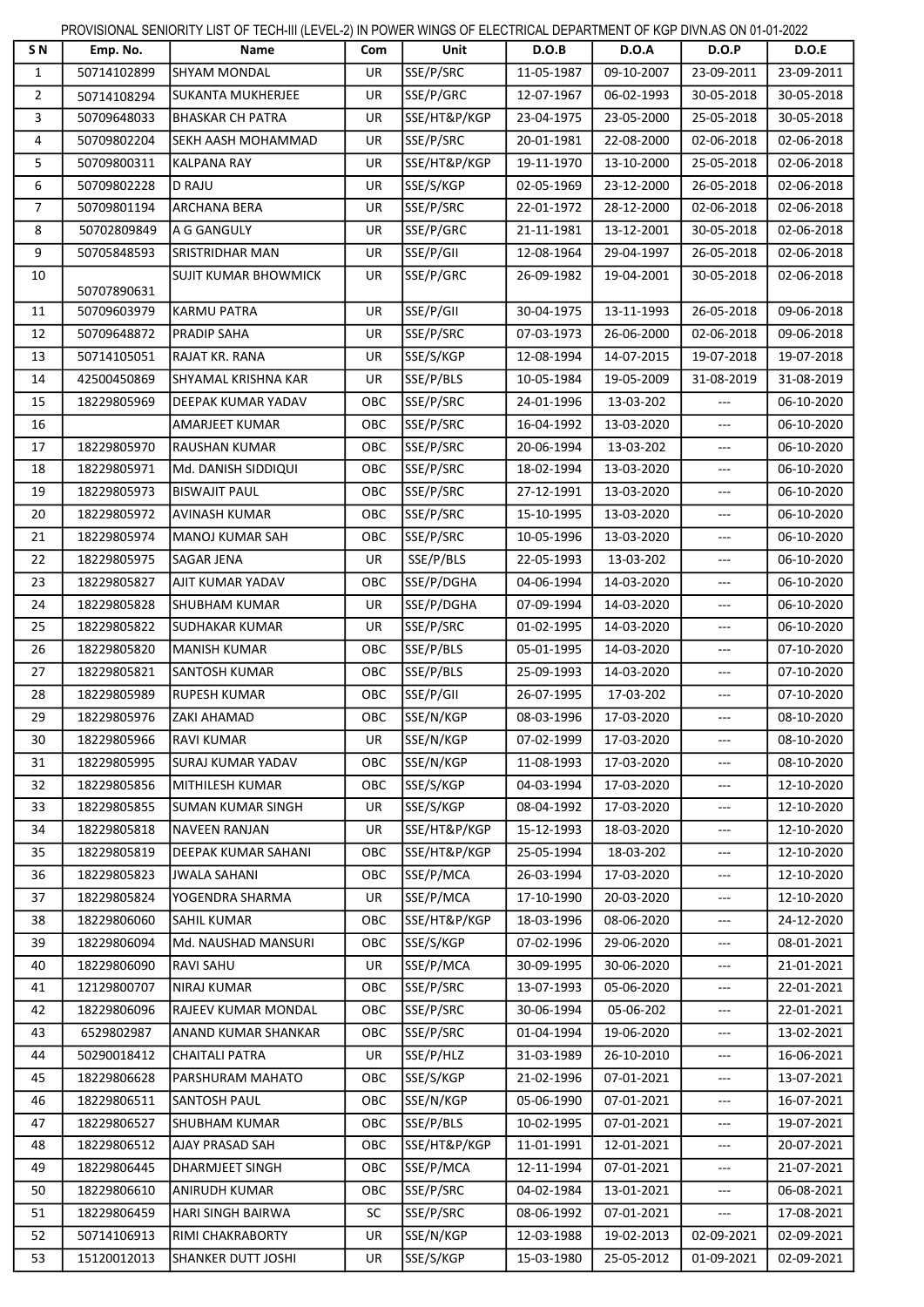PROVISIONAL SENIORITY LIST OF TECH-III (LEVEL-2) IN POWER WINGS OF ELECTRICAL DEPARTMENT OF KGP DIVN.AS ON 01-01-2022

| S N | Emp. No. | Name | Com | Unit | D.O.B | D.O.A | D.O.P | D.O.E |
|---|---|---|---|---|---|---|---|---|
| 1 | 50714102899 | SHYAM MONDAL | UR | SSE/P/SRC | 11-05-1987 | 09-10-2007 | 23-09-2011 | 23-09-2011 |
| 2 | 50714108294 | SUKANTA MUKHERJEE | UR | SSE/P/GRC | 12-07-1967 | 06-02-1993 | 30-05-2018 | 30-05-2018 |
| 3 | 50709648033 | BHASKAR CH PATRA | UR | SSE/HT&P/KGP | 23-04-1975 | 23-05-2000 | 25-05-2018 | 30-05-2018 |
| 4 | 50709802204 | SEKH AASH MOHAMMAD | UR | SSE/P/SRC | 20-01-1981 | 22-08-2000 | 02-06-2018 | 02-06-2018 |
| 5 | 50709800311 | KALPANA RAY | UR | SSE/HT&P/KGP | 19-11-1970 | 13-10-2000 | 25-05-2018 | 02-06-2018 |
| 6 | 50709802228 | D RAJU | UR | SSE/S/KGP | 02-05-1969 | 23-12-2000 | 26-05-2018 | 02-06-2018 |
| 7 | 50709801194 | ARCHANA BERA | UR | SSE/P/SRC | 22-01-1972 | 28-12-2000 | 02-06-2018 | 02-06-2018 |
| 8 | 50702809849 | A G GANGULY | UR | SSE/P/GRC | 21-11-1981 | 13-12-2001 | 30-05-2018 | 02-06-2018 |
| 9 | 50705848593 | SRISTRIDHAR MAN | UR | SSE/P/GII | 12-08-1964 | 29-04-1997 | 26-05-2018 | 02-06-2018 |
| 10 | 50707890631 | SUJIT KUMAR BHOWMICK | UR | SSE/P/GRC | 26-09-1982 | 19-04-2001 | 30-05-2018 | 02-06-2018 |
| 11 | 50709603979 | KARMU PATRA | UR | SSE/P/GII | 30-04-1975 | 13-11-1993 | 26-05-2018 | 09-06-2018 |
| 12 | 50709648872 | PRADIP SAHA | UR | SSE/P/SRC | 07-03-1973 | 26-06-2000 | 02-06-2018 | 09-06-2018 |
| 13 | 50714105051 | RAJAT KR. RANA | UR | SSE/S/KGP | 12-08-1994 | 14-07-2015 | 19-07-2018 | 19-07-2018 |
| 14 | 42500450869 | SHYAMAL KRISHNA KAR | UR | SSE/P/BLS | 10-05-1984 | 19-05-2009 | 31-08-2019 | 31-08-2019 |
| 15 | 18229805969 | DEEPAK KUMAR YADAV | OBC | SSE/P/SRC | 24-01-1996 | 13-03-202 | --- | 06-10-2020 |
| 16 | | AMARJEET KUMAR | OBC | SSE/P/SRC | 16-04-1992 | 13-03-2020 | --- | 06-10-2020 |
| 17 | 18229805970 | RAUSHAN KUMAR | OBC | SSE/P/SRC | 20-06-1994 | 13-03-202 | --- | 06-10-2020 |
| 18 | 18229805971 | Md. DANISH SIDDIQUI | OBC | SSE/P/SRC | 18-02-1994 | 13-03-2020 | --- | 06-10-2020 |
| 19 | 18229805973 | BISWAJIT PAUL | OBC | SSE/P/SRC | 27-12-1991 | 13-03-2020 | --- | 06-10-2020 |
| 20 | 18229805972 | AVINASH KUMAR | OBC | SSE/P/SRC | 15-10-1995 | 13-03-2020 | --- | 06-10-2020 |
| 21 | 18229805974 | MANOJ KUMAR SAH | OBC | SSE/P/SRC | 10-05-1996 | 13-03-2020 | --- | 06-10-2020 |
| 22 | 18229805975 | SAGAR JENA | UR | SSE/P/BLS | 22-05-1993 | 13-03-202 | --- | 06-10-2020 |
| 23 | 18229805827 | AJIT KUMAR YADAV | OBC | SSE/P/DGHA | 04-06-1994 | 14-03-2020 | --- | 06-10-2020 |
| 24 | 18229805828 | SHUBHAM KUMAR | UR | SSE/P/DGHA | 07-09-1994 | 14-03-2020 | --- | 06-10-2020 |
| 25 | 18229805822 | SUDHAKAR KUMAR | UR | SSE/P/SRC | 01-02-1995 | 14-03-2020 | --- | 06-10-2020 |
| 26 | 18229805820 | MANISH KUMAR | OBC | SSE/P/BLS | 05-01-1995 | 14-03-2020 | --- | 07-10-2020 |
| 27 | 18229805821 | SANTOSH KUMAR | OBC | SSE/P/BLS | 25-09-1993 | 14-03-2020 | --- | 07-10-2020 |
| 28 | 18229805989 | RUPESH KUMAR | OBC | SSE/P/GII | 26-07-1995 | 17-03-202 | --- | 07-10-2020 |
| 29 | 18229805976 | ZAKI AHAMAD | OBC | SSE/N/KGP | 08-03-1996 | 17-03-2020 | --- | 08-10-2020 |
| 30 | 18229805966 | RAVI KUMAR | UR | SSE/N/KGP | 07-02-1999 | 17-03-2020 | --- | 08-10-2020 |
| 31 | 18229805995 | SURAJ KUMAR YADAV | OBC | SSE/N/KGP | 11-08-1993 | 17-03-2020 | --- | 08-10-2020 |
| 32 | 18229805856 | MITHILESH KUMAR | OBC | SSE/S/KGP | 04-03-1994 | 17-03-2020 | --- | 12-10-2020 |
| 33 | 18229805855 | SUMAN KUMAR SINGH | UR | SSE/S/KGP | 08-04-1992 | 17-03-2020 | --- | 12-10-2020 |
| 34 | 18229805818 | NAVEEN RANJAN | UR | SSE/HT&P/KGP | 15-12-1993 | 18-03-2020 | --- | 12-10-2020 |
| 35 | 18229805819 | DEEPAK KUMAR SAHANI | OBC | SSE/HT&P/KGP | 25-05-1994 | 18-03-202 | --- | 12-10-2020 |
| 36 | 18229805823 | JWALA SAHANI | OBC | SSE/P/MCA | 26-03-1994 | 17-03-2020 | --- | 12-10-2020 |
| 37 | 18229805824 | YOGENDRA SHARMA | UR | SSE/P/MCA | 17-10-1990 | 20-03-2020 | --- | 12-10-2020 |
| 38 | 18229806060 | SAHIL KUMAR | OBC | SSE/HT&P/KGP | 18-03-1996 | 08-06-2020 | --- | 24-12-2020 |
| 39 | 18229806094 | Md. NAUSHAD MANSURI | OBC | SSE/S/KGP | 07-02-1996 | 29-06-2020 | --- | 08-01-2021 |
| 40 | 18229806090 | RAVI SAHU | UR | SSE/P/MCA | 30-09-1995 | 30-06-2020 | --- | 21-01-2021 |
| 41 | 12129800707 | NIRAJ KUMAR | OBC | SSE/P/SRC | 13-07-1993 | 05-06-2020 | --- | 22-01-2021 |
| 42 | 18229806096 | RAJEEV KUMAR MONDAL | OBC | SSE/P/SRC | 30-06-1994 | 05-06-202 | --- | 22-01-2021 |
| 43 | 6529802987 | ANAND KUMAR SHANKAR | OBC | SSE/P/SRC | 01-04-1994 | 19-06-2020 | --- | 13-02-2021 |
| 44 | 50290018412 | CHAITALI PATRA | UR | SSE/P/HLZ | 31-03-1989 | 26-10-2010 | --- | 16-06-2021 |
| 45 | 18229806628 | PARSHURAM MAHATO | OBC | SSE/S/KGP | 21-02-1996 | 07-01-2021 | --- | 13-07-2021 |
| 46 | 18229806511 | SANTOSH PAUL | OBC | SSE/N/KGP | 05-06-1990 | 07-01-2021 | --- | 16-07-2021 |
| 47 | 18229806527 | SHUBHAM KUMAR | OBC | SSE/P/BLS | 10-02-1995 | 07-01-2021 | --- | 19-07-2021 |
| 48 | 18229806512 | AJAY PRASAD SAH | OBC | SSE/HT&P/KGP | 11-01-1991 | 12-01-2021 | --- | 20-07-2021 |
| 49 | 18229806445 | DHARMJEET SINGH | OBC | SSE/P/MCA | 12-11-1994 | 07-01-2021 | --- | 21-07-2021 |
| 50 | 18229806610 | ANIRUDH KUMAR | OBC | SSE/P/SRC | 04-02-1984 | 13-01-2021 | --- | 06-08-2021 |
| 51 | 18229806459 | HARI SINGH BAIRWA | SC | SSE/P/SRC | 08-06-1992 | 07-01-2021 | --- | 17-08-2021 |
| 52 | 50714106913 | RIMI CHAKRABORTY | UR | SSE/N/KGP | 12-03-1988 | 19-02-2013 | 02-09-2021 | 02-09-2021 |
| 53 | 15120012013 | SHANKER DUTT JOSHI | UR | SSE/S/KGP | 15-03-1980 | 25-05-2012 | 01-09-2021 | 02-09-2021 |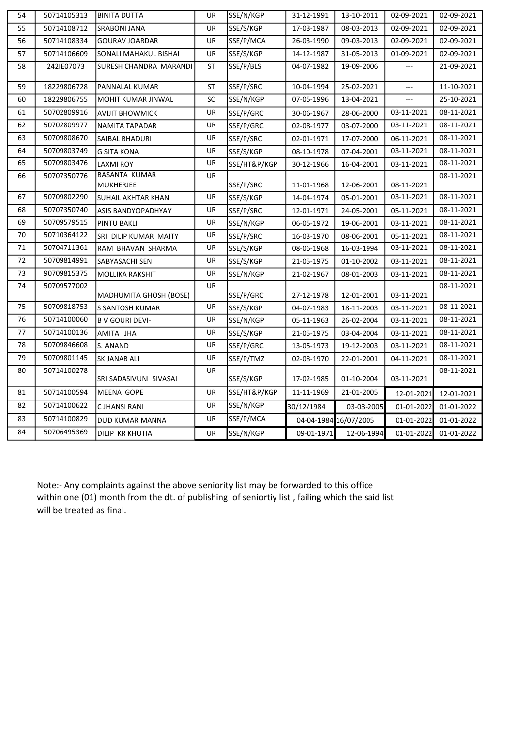| | | | | | | | | |
|---|---|---|---|---|---|---|---|---|
| 54 | 50714105313 | BINITA DUTTA | UR | SSE/N/KGP | 31-12-1991 | 13-10-2011 | 02-09-2021 | 02-09-2021 |
| 55 | 50714108712 | SRABONI JANA | UR | SSE/S/KGP | 17-03-1987 | 08-03-2013 | 02-09-2021 | 02-09-2021 |
| 56 | 50714108334 | GOURAV JOARDAR | UR | SSE/P/MCA | 26-03-1990 | 09-03-2013 | 02-09-2021 | 02-09-2021 |
| 57 | 50714106609 | SONALI MAHAKUL BISHAI | UR | SSE/S/KGP | 14-12-1987 | 31-05-2013 | 01-09-2021 | 02-09-2021 |
| 58 | 242IE07073 | SURESH CHANDRA MARANDI | ST | SSE/P/BLS | 04-07-1982 | 19-09-2006 | --- | 21-09-2021 |
| 59 | 18229806728 | PANNALAL KUMAR | ST | SSE/P/SRC | 10-04-1994 | 25-02-2021 | --- | 11-10-2021 |
| 60 | 18229806755 | MOHIT KUMAR JINWAL | SC | SSE/N/KGP | 07-05-1996 | 13-04-2021 | --- | 25-10-2021 |
| 61 | 50702809916 | AVIJIT BHOWMICK | UR | SSE/P/GRC | 30-06-1967 | 28-06-2000 | 03-11-2021 | 08-11-2021 |
| 62 | 50702809977 | NAMITA TAPADAR | UR | SSE/P/GRC | 02-08-1977 | 03-07-2000 | 03-11-2021 | 08-11-2021 |
| 63 | 50709808670 | SAIBAL BHADURI | UR | SSE/P/SRC | 02-01-1971 | 17-07-2000 | 06-11-2021 | 08-11-2021 |
| 64 | 50709803749 | G SITA KONA | UR | SSE/S/KGP | 08-10-1978 | 07-04-2001 | 03-11-2021 | 08-11-2021 |
| 65 | 50709803476 | LAXMI ROY | UR | SSE/HT&P/KGP | 30-12-1966 | 16-04-2001 | 03-11-2021 | 08-11-2021 |
| 66 | 50707350776 | BASANTA KUMAR MUKHERJEE | UR | SSE/P/SRC | 11-01-1968 | 12-06-2001 | 08-11-2021 | 08-11-2021 |
| 67 | 50709802290 | SUHAIL AKHTAR KHAN | UR | SSE/S/KGP | 14-04-1974 | 05-01-2001 | 03-11-2021 | 08-11-2021 |
| 68 | 50707350740 | ASIS BANDYOPADHYAY | UR | SSE/P/SRC | 12-01-1971 | 24-05-2001 | 05-11-2021 | 08-11-2021 |
| 69 | 50709579515 | PINTU BAKLI | UR | SSE/N/KGP | 06-05-1972 | 19-06-2001 | 03-11-2021 | 08-11-2021 |
| 70 | 50710364122 | SRI DILIP KUMAR MAITY | UR | SSE/P/SRC | 16-03-1970 | 08-06-2001 | 05-11-2021 | 08-11-2021 |
| 71 | 50704711361 | RAM BHAVAN SHARMA | UR | SSE/S/KGP | 08-06-1968 | 16-03-1994 | 03-11-2021 | 08-11-2021 |
| 72 | 50709814991 | SABYASACHI SEN | UR | SSE/S/KGP | 21-05-1975 | 01-10-2002 | 03-11-2021 | 08-11-2021 |
| 73 | 90709815375 | MOLLIKA RAKSHIT | UR | SSE/N/KGP | 21-02-1967 | 08-01-2003 | 03-11-2021 | 08-11-2021 |
| 74 | 50709577002 | MADHUMITA GHOSH (BOSE) | UR | SSE/P/GRC | 27-12-1978 | 12-01-2001 | 03-11-2021 | 08-11-2021 |
| 75 | 50709818753 | S SANTOSH KUMAR | UR | SSE/S/KGP | 04-07-1983 | 18-11-2003 | 03-11-2021 | 08-11-2021 |
| 76 | 50714100060 | B V GOURI DEVI- | UR | SSE/N/KGP | 05-11-1963 | 26-02-2004 | 03-11-2021 | 08-11-2021 |
| 77 | 50714100136 | AMITA JHA | UR | SSE/S/KGP | 21-05-1975 | 03-04-2004 | 03-11-2021 | 08-11-2021 |
| 78 | 50709846608 | S. ANAND | UR | SSE/P/GRC | 13-05-1973 | 19-12-2003 | 03-11-2021 | 08-11-2021 |
| 79 | 50709801145 | SK JANAB ALI | UR | SSE/P/TMZ | 02-08-1970 | 22-01-2001 | 04-11-2021 | 08-11-2021 |
| 80 | 50714100278 | SRI SADASIVUNI SIVASAI | UR | SSE/S/KGP | 17-02-1985 | 01-10-2004 | 03-11-2021 | 08-11-2021 |
| 81 | 50714100594 | MEENA GOPE | UR | SSE/HT&P/KGP | 11-11-1969 | 21-01-2005 | 12-01-2021 | 12-01-2021 |
| 82 | 50714100622 | C JHANSI RANI | UR | SSE/N/KGP | 30/12/1984 | 03-03-2005 | 01-01-2022 | 01-01-2022 |
| 83 | 50714100829 | DUD KUMAR MANNA | UR | SSE/P/MCA | 04-04-1984 | 16/07/2005 | 01-01-2022 | 01-01-2022 |
| 84 | 50706495369 | DILIP KR KHUTIA | UR | SSE/N/KGP | 09-01-1971 | 12-06-1994 | 01-01-2022 | 01-01-2022 |

Note:- Any complaints against the above seniority list may be forwarded to this office within one (01) month from the dt. of publishing of seniortiy list , failing which the said list will be treated as final.